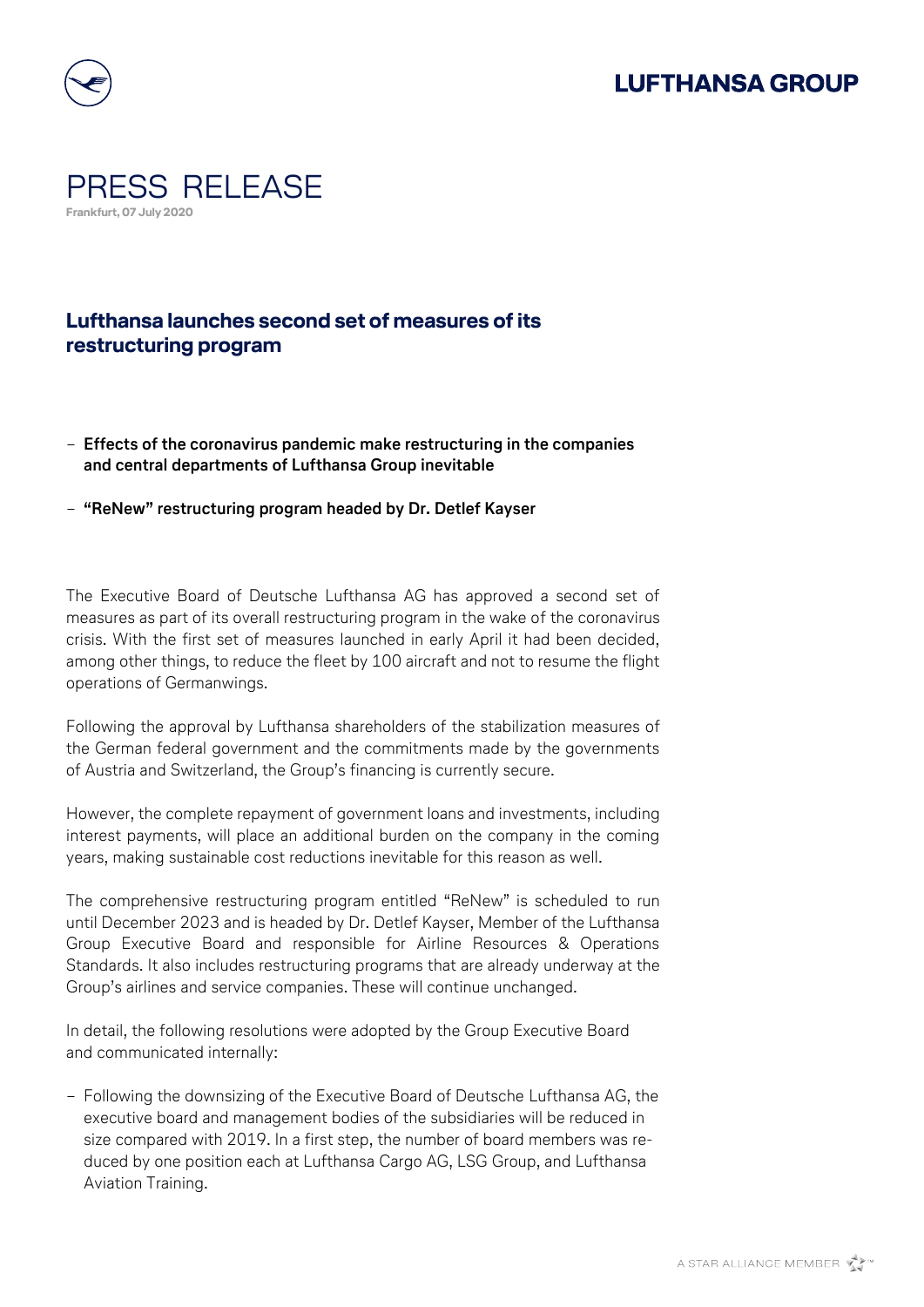# PRESS RELEASE

**Frankfurt, 07 July 2020**

## Lufthansa launches second set of measures of its restructuring program

- **Effects of the coronavirus pandemic make restructuring in the companies and central departments of Lufthansa Group inevitable**
- **"ReNew" restructuring program headed by Dr. Detlef Kayser**

The Executive Board of Deutsche Lufthansa AG has approved a second set of measures as part of its overall restructuring program in the wake of the coronavirus crisis. With the first set of measures launched in early April it had been decided, among other things, to reduce the fleet by 100 aircraft and not to resume the flight operations of Germanwings.

Following the approval by Lufthansa shareholders of the stabilization measures of the German federal government and the commitments made by the governments of Austria and Switzerland, the Group's financing is currently secure.

However, the complete repayment of government loans and investments, including interest payments, will place an additional burden on the company in the coming years, making sustainable cost reductions inevitable for this reason as well.

The comprehensive restructuring program entitled "ReNew" is scheduled to run until December 2023 and is headed by Dr. Detlef Kayser, Member of the Lufthansa Group Executive Board and responsible for Airline Resources & Operations Standards. It also includes restructuring programs that are already underway at the Group's airlines and service companies. These will continue unchanged.

In detail, the following resolutions were adopted by the Group Executive Board and communicated internally:

- Following the downsizing of the Executive Board of Deutsche Lufthansa AG, the executive board and management bodies of the subsidiaries will be reduced in size compared with 2019. In a first step, the number of board members was reduced by one position each at Lufthansa Cargo AG, LSG Group, and Lufthansa Aviation Training.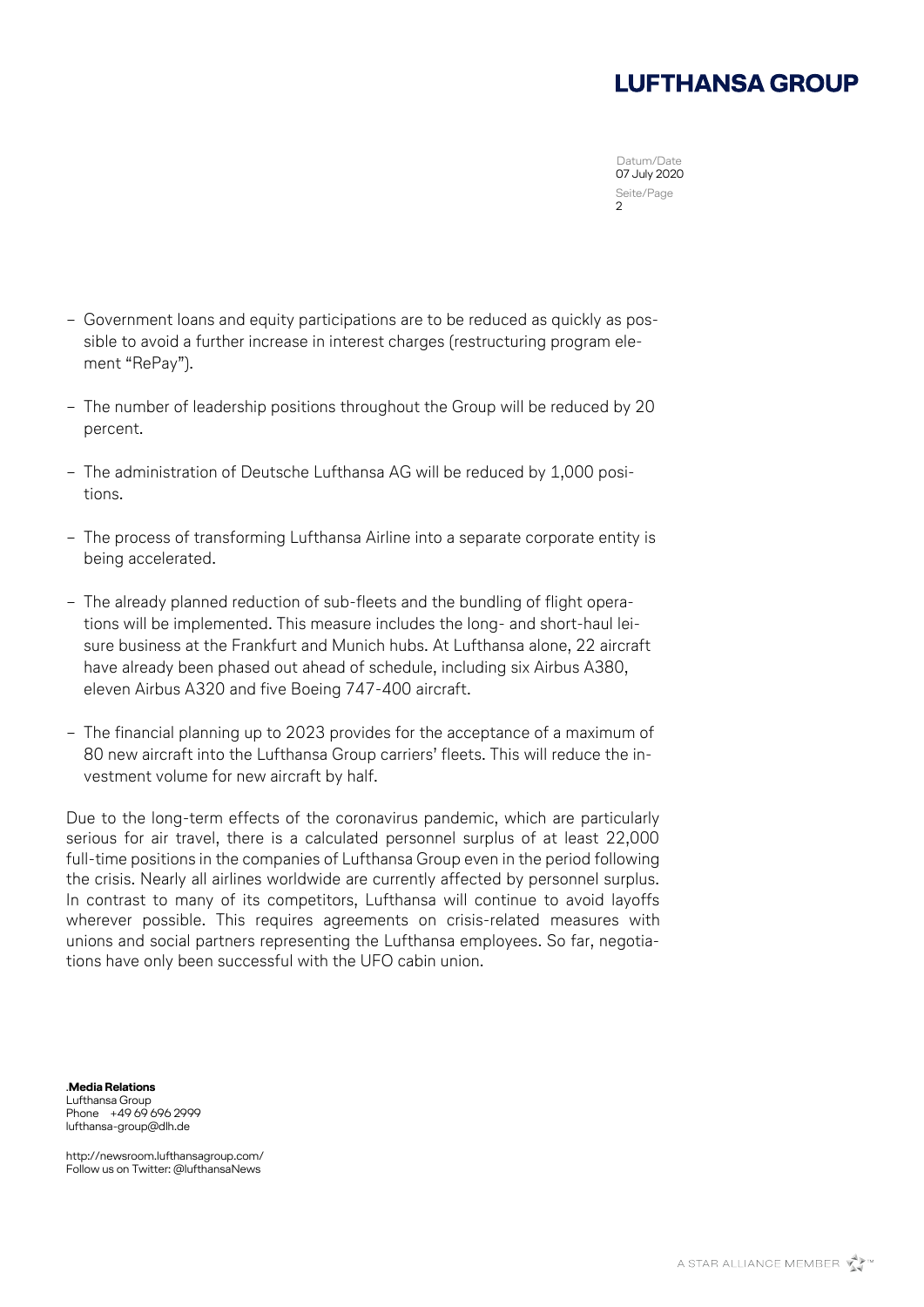- Government loans and equity participations are to be reduced as quickly as possible to avoid a further increase in interest charges (restructuring program element "RePay").

- The number of leadership positions throughout the Group will be reduced by 20 percent.

- The administration of Deutsche Lufthansa AG will be reduced by 1,000 positions.

- The process of transforming Lufthansa Airline into a separate corporate entity is being accelerated.

- The already planned reduction of sub-fleets and the bundling of flight operations will be implemented. This measure includes the long- and short-haul leisure business at the Frankfurt and Munich hubs. At Lufthansa alone, 22 aircraft have already been phased out ahead of schedule, including six Airbus A380, eleven Airbus A320 and five Boeing 747-400 aircraft.

- The financial planning up to 2023 provides for the acceptance of a maximum of 80 new aircraft into the Lufthansa Group carriers' fleets. This will reduce the investment volume for new aircraft by half.

Due to the long-term effects of the coronavirus pandemic, which are particularly serious for air travel, there is a calculated personnel surplus of at least 22,000 full-time positions in the companies of Lufthansa Group even in the period following the crisis. Nearly all airlines worldwide are currently affected by personnel surplus. In contrast to many of its competitors, Lufthansa will continue to avoid layoffs wherever possible. This requires agreements on crisis-related measures with unions and social partners representing the Lufthansa employees. So far, negotiations have only been successful with the UFO cabin union.

**Media Relations**
Lufthansa Group
Phone +49 69 696 2999
lufthansa-group@dlh.de

http://newsroom.lufthansagroup.com/
Follow us on Twitter: @lufthansaNews